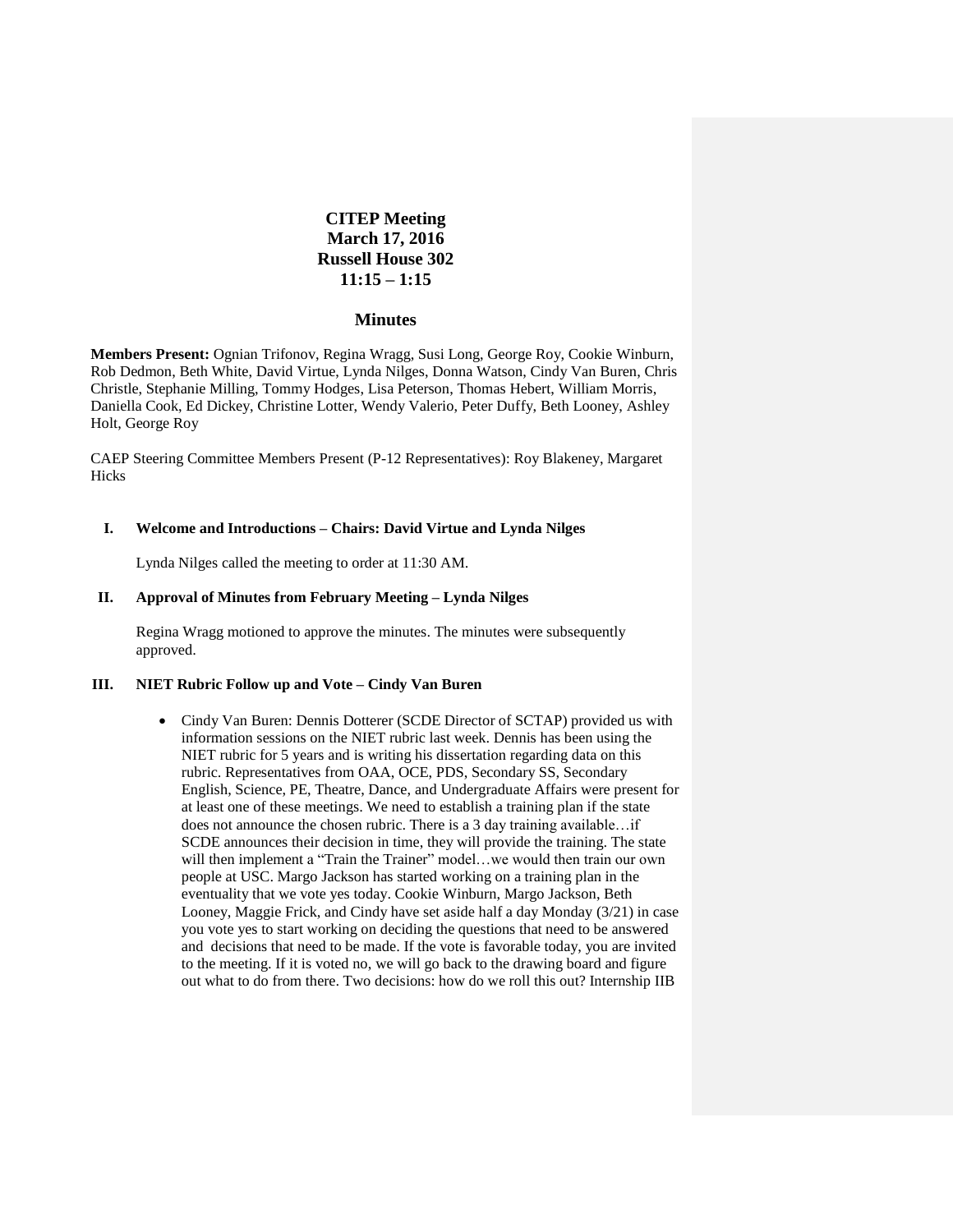# CITEP Meeting
## March 17, 2016
## Russell House 302
## 11:15 – 1:15

## Minutes

**Members Present:** Ognian Trifonov, Regina Wragg, Susi Long, George Roy, Cookie Winburn, Rob Dedmon, Beth White, David Virtue, Lynda Nilges, Donna Watson, Cindy Van Buren, Chris Christle, Stephanie Milling, Tommy Hodges, Lisa Peterson, Thomas Hebert, William Morris, Daniella Cook, Ed Dickey, Christine Lotter, Wendy Valerio, Peter Duffy, Beth Looney, Ashley Holt, George Roy

CAEP Steering Committee Members Present (P-12 Representatives): Roy Blakeney, Margaret Hicks

### I. Welcome and Introductions – Chairs: David Virtue and Lynda Nilges

Lynda Nilges called the meeting to order at 11:30 AM.

### II. Approval of Minutes from February Meeting – Lynda Nilges

Regina Wragg motioned to approve the minutes. The minutes were subsequently approved.

### III. NIET Rubric Follow up and Vote – Cindy Van Buren

- Cindy Van Buren: Dennis Dotterer (SCDE Director of SCTAP) provided us with information sessions on the NIET rubric last week. Dennis has been using the NIET rubric for 5 years and is writing his dissertation regarding data on this rubric. Representatives from OAA, OCE, PDS, Secondary SS, Secondary English, Science, PE, Theatre, Dance, and Undergraduate Affairs were present for at least one of these meetings. We need to establish a training plan if the state does not announce the chosen rubric. There is a 3 day training available…if SCDE announces their decision in time, they will provide the training. The state will then implement a "Train the Trainer" model…we would then train our own people at USC. Margo Jackson has started working on a training plan in the eventuality that we vote yes today. Cookie Winburn, Margo Jackson, Beth Looney, Maggie Frick, and Cindy have set aside half a day Monday (3/21) in case you vote yes to start working on deciding the questions that need to be answered and decisions that need to be made. If the vote is favorable today, you are invited to the meeting. If it is voted no, we will go back to the drawing board and figure out what to do from there. Two decisions: how do we roll this out? Internship IIB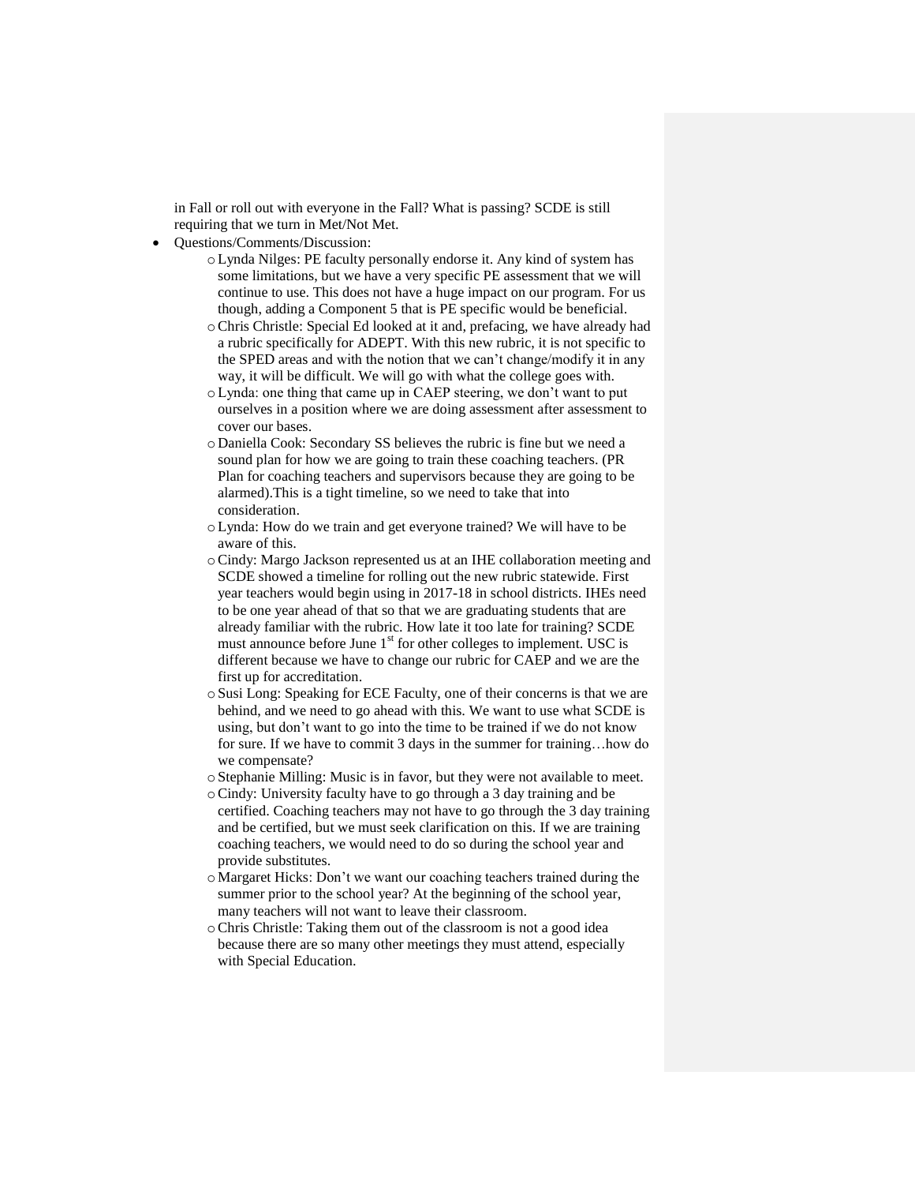in Fall or roll out with everyone in the Fall? What is passing? SCDE is still requiring that we turn in Met/Not Met.

- Questions/Comments/Discussion:
  - Lynda Nilges: PE faculty personally endorse it. Any kind of system has some limitations, but we have a very specific PE assessment that we will continue to use. This does not have a huge impact on our program. For us though, adding a Component 5 that is PE specific would be beneficial.
  - Chris Christle: Special Ed looked at it and, prefacing, we have already had a rubric specifically for ADEPT. With this new rubric, it is not specific to the SPED areas and with the notion that we can't change/modify it in any way, it will be difficult. We will go with what the college goes with.
  - Lynda: one thing that came up in CAEP steering, we don't want to put ourselves in a position where we are doing assessment after assessment to cover our bases.
  - Daniella Cook: Secondary SS believes the rubric is fine but we need a sound plan for how we are going to train these coaching teachers. (PR Plan for coaching teachers and supervisors because they are going to be alarmed).This is a tight timeline, so we need to take that into consideration.
  - Lynda: How do we train and get everyone trained? We will have to be aware of this.
  - Cindy: Margo Jackson represented us at an IHE collaboration meeting and SCDE showed a timeline for rolling out the new rubric statewide. First year teachers would begin using in 2017-18 in school districts. IHEs need to be one year ahead of that so that we are graduating students that are already familiar with the rubric. How late it too late for training? SCDE must announce before June 1st for other colleges to implement. USC is different because we have to change our rubric for CAEP and we are the first up for accreditation.
  - Susi Long: Speaking for ECE Faculty, one of their concerns is that we are behind, and we need to go ahead with this. We want to use what SCDE is using, but don't want to go into the time to be trained if we do not know for sure. If we have to commit 3 days in the summer for training…how do we compensate?
  - Stephanie Milling: Music is in favor, but they were not available to meet.
  - Cindy: University faculty have to go through a 3 day training and be certified. Coaching teachers may not have to go through the 3 day training and be certified, but we must seek clarification on this. If we are training coaching teachers, we would need to do so during the school year and provide substitutes.
  - Margaret Hicks: Don't we want our coaching teachers trained during the summer prior to the school year? At the beginning of the school year, many teachers will not want to leave their classroom.
  - Chris Christle: Taking them out of the classroom is not a good idea because there are so many other meetings they must attend, especially with Special Education.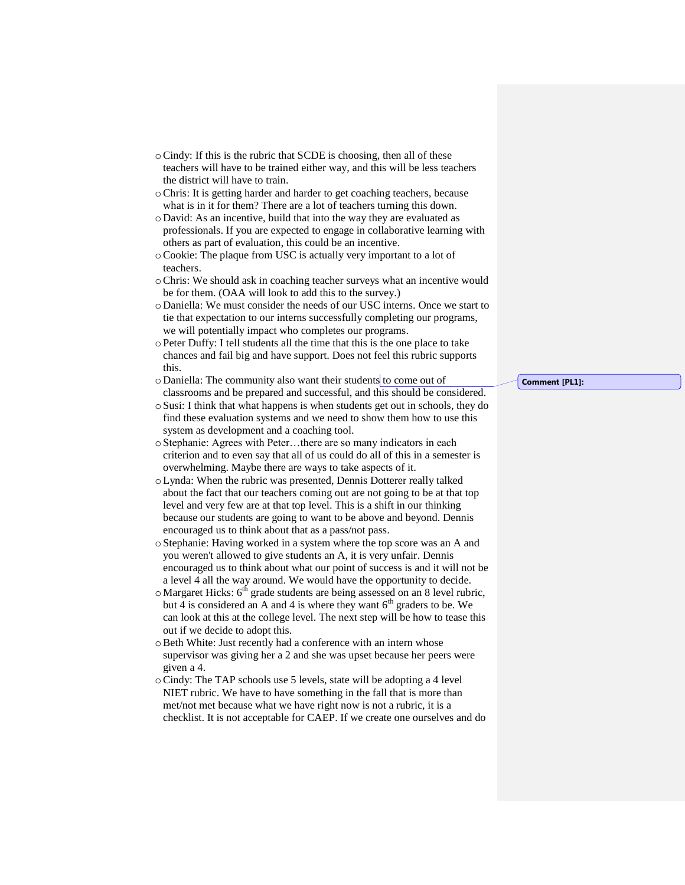- Cindy: If this is the rubric that SCDE is choosing, then all of these teachers will have to be trained either way, and this will be less teachers the district will have to train.
- Chris: It is getting harder and harder to get coaching teachers, because what is in it for them? There are a lot of teachers turning this down.
- David: As an incentive, build that into the way they are evaluated as professionals. If you are expected to engage in collaborative learning with others as part of evaluation, this could be an incentive.
- Cookie: The plaque from USC is actually very important to a lot of teachers.
- Chris: We should ask in coaching teacher surveys what an incentive would be for them. (OAA will look to add this to the survey.)
- Daniella: We must consider the needs of our USC interns. Once we start to tie that expectation to our interns successfully completing our programs, we will potentially impact who completes our programs.
- Peter Duffy: I tell students all the time that this is the one place to take chances and fail big and have support. Does not feel this rubric supports this.
- Daniella: The community also want their students to come out of classrooms and be prepared and successful, and this should be considered.
- Susi: I think that what happens is when students get out in schools, they do find these evaluation systems and we need to show them how to use this system as development and a coaching tool.
- Stephanie: Agrees with Peter…there are so many indicators in each criterion and to even say that all of us could do all of this in a semester is overwhelming. Maybe there are ways to take aspects of it.
- Lynda: When the rubric was presented, Dennis Dotterer really talked about the fact that our teachers coming out are not going to be at that top level and very few are at that top level. This is a shift in our thinking because our students are going to want to be above and beyond. Dennis encouraged us to think about that as a pass/not pass.
- Stephanie: Having worked in a system where the top score was an A and you weren't allowed to give students an A, it is very unfair. Dennis encouraged us to think about what our point of success is and it will not be a level 4 all the way around. We would have the opportunity to decide.
- Margaret Hicks: 6th grade students are being assessed on an 8 level rubric, but 4 is considered an A and 4 is where they want 6th graders to be. We can look at this at the college level. The next step will be how to tease this out if we decide to adopt this.
- Beth White: Just recently had a conference with an intern whose supervisor was giving her a 2 and she was upset because her peers were given a 4.
- Cindy: The TAP schools use 5 levels, state will be adopting a 4 level NIET rubric. We have to have something in the fall that is more than met/not met because what we have right now is not a rubric, it is a checklist. It is not acceptable for CAEP. If we create one ourselves and do

Comment [PL1]: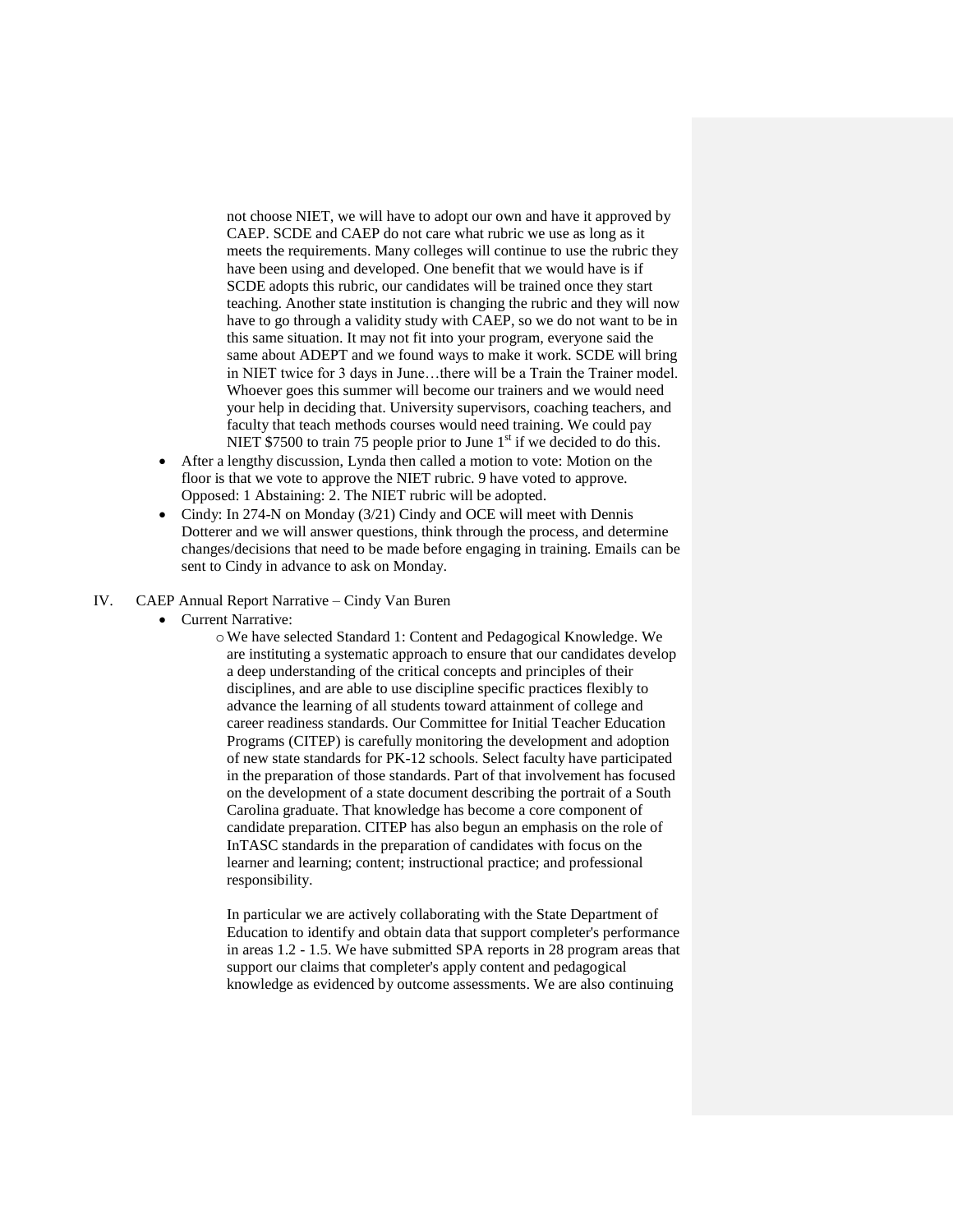not choose NIET, we will have to adopt our own and have it approved by CAEP. SCDE and CAEP do not care what rubric we use as long as it meets the requirements. Many colleges will continue to use the rubric they have been using and developed. One benefit that we would have is if SCDE adopts this rubric, our candidates will be trained once they start teaching. Another state institution is changing the rubric and they will now have to go through a validity study with CAEP, so we do not want to be in this same situation. It may not fit into your program, everyone said the same about ADEPT and we found ways to make it work. SCDE will bring in NIET twice for 3 days in June…there will be a Train the Trainer model. Whoever goes this summer will become our trainers and we would need your help in deciding that. University supervisors, coaching teachers, and faculty that teach methods courses would need training. We could pay NIET $7500 to train 75 people prior to June 1st if we decided to do this.

- After a lengthy discussion, Lynda then called a motion to vote: Motion on the floor is that we vote to approve the NIET rubric. 9 have voted to approve. Opposed: 1 Abstaining: 2. The NIET rubric will be adopted.
- Cindy: In 274-N on Monday (3/21) Cindy and OCE will meet with Dennis Dotterer and we will answer questions, think through the process, and determine changes/decisions that need to be made before engaging in training. Emails can be sent to Cindy in advance to ask on Monday.

IV. CAEP Annual Report Narrative – Cindy Van Buren

- Current Narrative:
  - We have selected Standard 1: Content and Pedagogical Knowledge. We are instituting a systematic approach to ensure that our candidates develop a deep understanding of the critical concepts and principles of their disciplines, and are able to use discipline specific practices flexibly to advance the learning of all students toward attainment of college and career readiness standards. Our Committee for Initial Teacher Education Programs (CITEP) is carefully monitoring the development and adoption of new state standards for PK-12 schools. Select faculty have participated in the preparation of those standards. Part of that involvement has focused on the development of a state document describing the portrait of a South Carolina graduate. That knowledge has become a core component of candidate preparation. CITEP has also begun an emphasis on the role of InTASC standards in the preparation of candidates with focus on the learner and learning; content; instructional practice; and professional responsibility.

    In particular we are actively collaborating with the State Department of Education to identify and obtain data that support completer's performance in areas 1.2 - 1.5. We have submitted SPA reports in 28 program areas that support our claims that completer's apply content and pedagogical knowledge as evidenced by outcome assessments. We are also continuing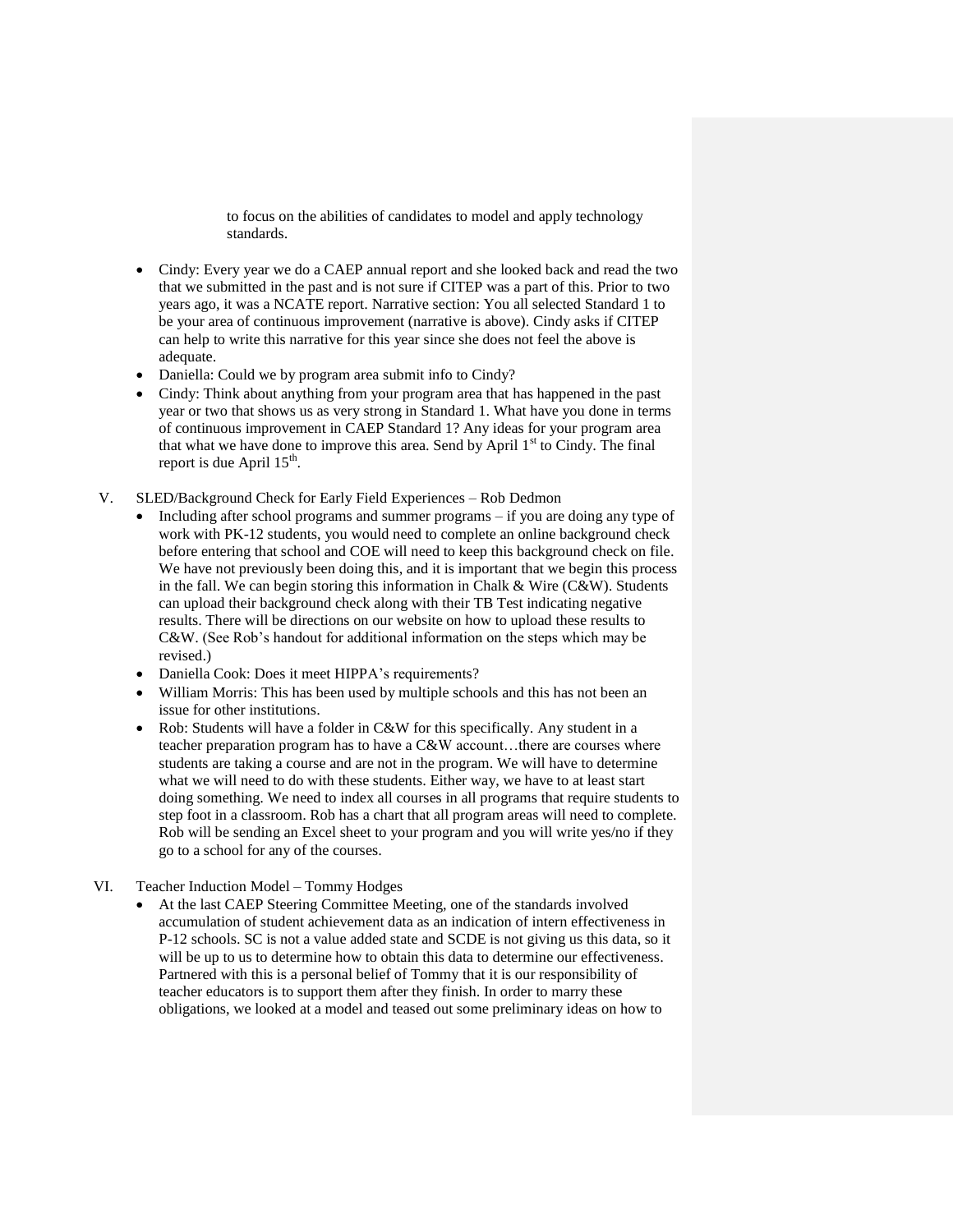to focus on the abilities of candidates to model and apply technology standards.

- Cindy: Every year we do a CAEP annual report and she looked back and read the two that we submitted in the past and is not sure if CITEP was a part of this. Prior to two years ago, it was a NCATE report. Narrative section: You all selected Standard 1 to be your area of continuous improvement (narrative is above). Cindy asks if CITEP can help to write this narrative for this year since she does not feel the above is adequate.
- Daniella: Could we by program area submit info to Cindy?
- Cindy: Think about anything from your program area that has happened in the past year or two that shows us as very strong in Standard 1. What have you done in terms of continuous improvement in CAEP Standard 1? Any ideas for your program area that what we have done to improve this area. Send by April 1st to Cindy. The final report is due April 15th.

V. SLED/Background Check for Early Field Experiences – Rob Dedmon

- Including after school programs and summer programs – if you are doing any type of work with PK-12 students, you would need to complete an online background check before entering that school and COE will need to keep this background check on file. We have not previously been doing this, and it is important that we begin this process in the fall. We can begin storing this information in Chalk & Wire (C&W). Students can upload their background check along with their TB Test indicating negative results. There will be directions on our website on how to upload these results to C&W. (See Rob's handout for additional information on the steps which may be revised.)
- Daniella Cook: Does it meet HIPPA's requirements?
- William Morris: This has been used by multiple schools and this has not been an issue for other institutions.
- Rob: Students will have a folder in C&W for this specifically. Any student in a teacher preparation program has to have a C&W account…there are courses where students are taking a course and are not in the program. We will have to determine what we will need to do with these students. Either way, we have to at least start doing something. We need to index all courses in all programs that require students to step foot in a classroom. Rob has a chart that all program areas will need to complete. Rob will be sending an Excel sheet to your program and you will write yes/no if they go to a school for any of the courses.

VI. Teacher Induction Model – Tommy Hodges

- At the last CAEP Steering Committee Meeting, one of the standards involved accumulation of student achievement data as an indication of intern effectiveness in P-12 schools. SC is not a value added state and SCDE is not giving us this data, so it will be up to us to determine how to obtain this data to determine our effectiveness. Partnered with this is a personal belief of Tommy that it is our responsibility of teacher educators is to support them after they finish. In order to marry these obligations, we looked at a model and teased out some preliminary ideas on how to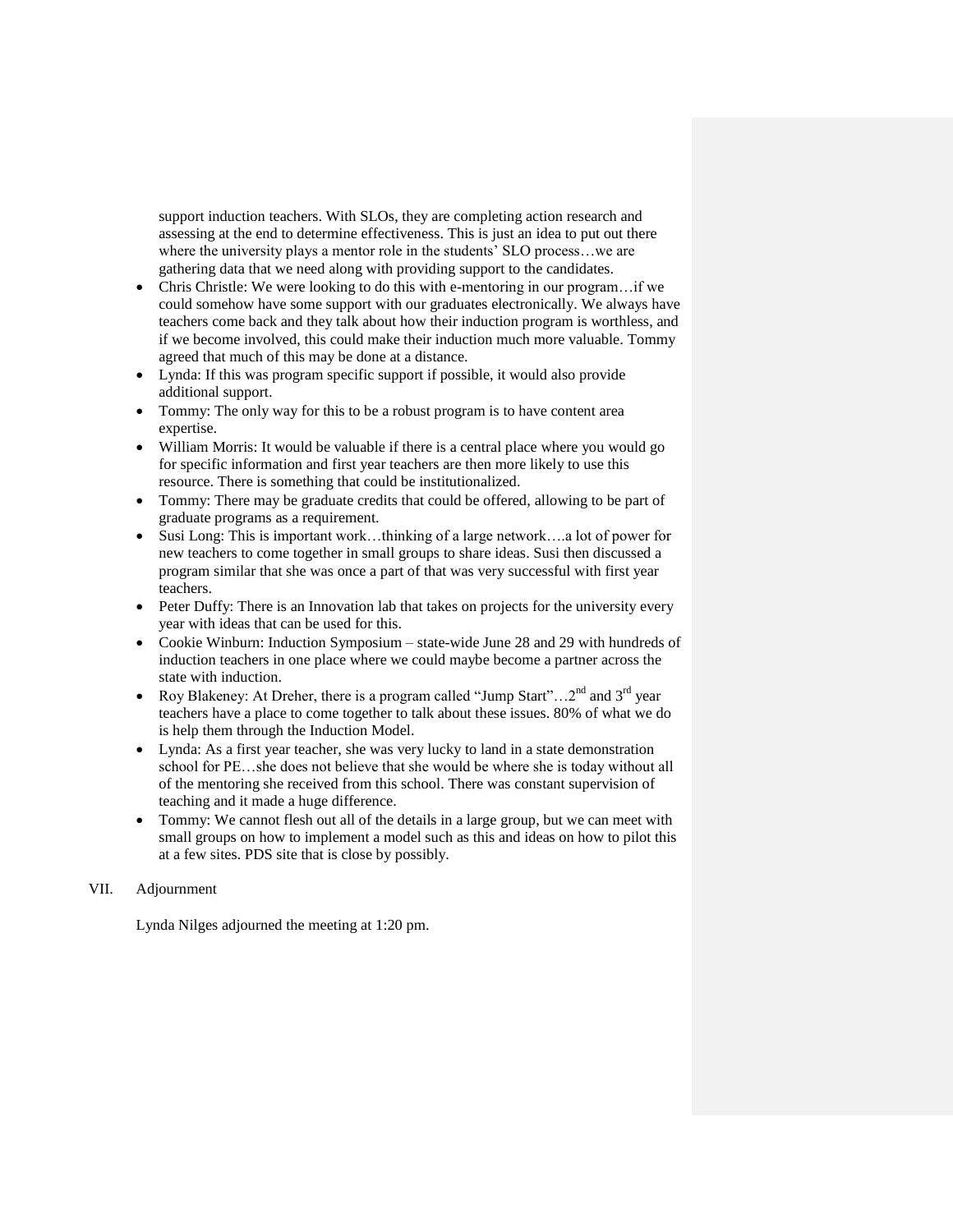support induction teachers. With SLOs, they are completing action research and assessing at the end to determine effectiveness. This is just an idea to put out there where the university plays a mentor role in the students' SLO process…we are gathering data that we need along with providing support to the candidates.

- Chris Christle: We were looking to do this with e-mentoring in our program…if we could somehow have some support with our graduates electronically. We always have teachers come back and they talk about how their induction program is worthless, and if we become involved, this could make their induction much more valuable. Tommy agreed that much of this may be done at a distance.
- Lynda: If this was program specific support if possible, it would also provide additional support.
- Tommy: The only way for this to be a robust program is to have content area expertise.
- William Morris: It would be valuable if there is a central place where you would go for specific information and first year teachers are then more likely to use this resource. There is something that could be institutionalized.
- Tommy: There may be graduate credits that could be offered, allowing to be part of graduate programs as a requirement.
- Susi Long: This is important work…thinking of a large network….a lot of power for new teachers to come together in small groups to share ideas. Susi then discussed a program similar that she was once a part of that was very successful with first year teachers.
- Peter Duffy: There is an Innovation lab that takes on projects for the university every year with ideas that can be used for this.
- Cookie Winburn: Induction Symposium – state-wide June 28 and 29 with hundreds of induction teachers in one place where we could maybe become a partner across the state with induction.
- Roy Blakeney: At Dreher, there is a program called "Jump Start"…2nd and 3rd year teachers have a place to come together to talk about these issues. 80% of what we do is help them through the Induction Model.
- Lynda: As a first year teacher, she was very lucky to land in a state demonstration school for PE…she does not believe that she would be where she is today without all of the mentoring she received from this school. There was constant supervision of teaching and it made a huge difference.
- Tommy: We cannot flesh out all of the details in a large group, but we can meet with small groups on how to implement a model such as this and ideas on how to pilot this at a few sites. PDS site that is close by possibly.

VII. Adjournment

Lynda Nilges adjourned the meeting at 1:20 pm.